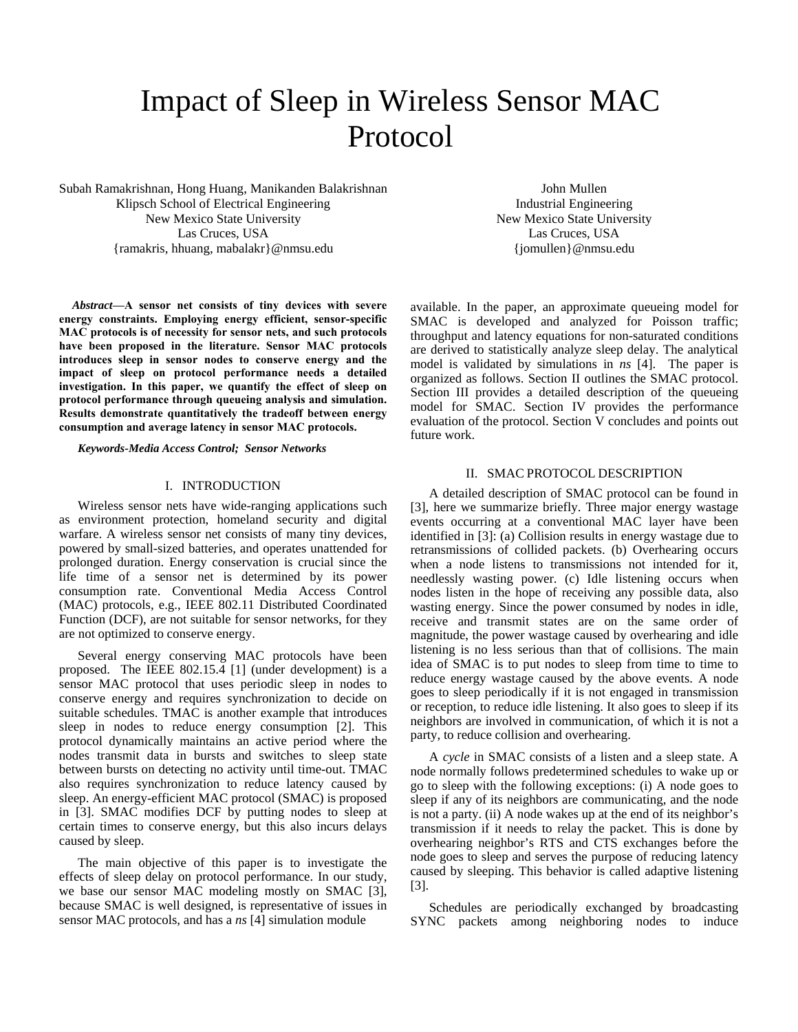# Impact of Sleep in Wireless Sensor MAC Protocol

Subah Ramakrishnan, Hong Huang, Manikanden Balakrishnan
Klipsch School of Electrical Engineering
New Mexico State University
Las Cruces, USA
{ramakris, hhuang, mabalakr}@nmsu.edu

John Mullen
Industrial Engineering
New Mexico State University
Las Cruces, USA
{jomullen}@nmsu.edu

***Abstract*—A sensor net consists of tiny devices with severe energy constraints. Employing energy efficient, sensor-specific MAC protocols is of necessity for sensor nets, and such protocols have been proposed in the literature. Sensor MAC protocols introduces sleep in sensor nodes to conserve energy and the impact of sleep on protocol performance needs a detailed investigation. In this paper, we quantify the effect of sleep on protocol performance through queueing analysis and simulation. Results demonstrate quantitatively the tradeoff between energy consumption and average latency in sensor MAC protocols.**

***Keywords-Media Access Control; Sensor Networks***

## I. INTRODUCTION

Wireless sensor nets have wide-ranging applications such as environment protection, homeland security and digital warfare. A wireless sensor net consists of many tiny devices, powered by small-sized batteries, and operates unattended for prolonged duration. Energy conservation is crucial since the life time of a sensor net is determined by its power consumption rate. Conventional Media Access Control (MAC) protocols, e.g., IEEE 802.11 Distributed Coordinated Function (DCF), are not suitable for sensor networks, for they are not optimized to conserve energy.

Several energy conserving MAC protocols have been proposed. The IEEE 802.15.4 [1] (under development) is a sensor MAC protocol that uses periodic sleep in nodes to conserve energy and requires synchronization to decide on suitable schedules. TMAC is another example that introduces sleep in nodes to reduce energy consumption [2]. This protocol dynamically maintains an active period where the nodes transmit data in bursts and switches to sleep state between bursts on detecting no activity until time-out. TMAC also requires synchronization to reduce latency caused by sleep. An energy-efficient MAC protocol (SMAC) is proposed in [3]. SMAC modifies DCF by putting nodes to sleep at certain times to conserve energy, but this also incurs delays caused by sleep.

The main objective of this paper is to investigate the effects of sleep delay on protocol performance. In our study, we base our sensor MAC modeling mostly on SMAC [3], because SMAC is well designed, is representative of issues in sensor MAC protocols, and has a *ns* [4] simulation module available. In the paper, an approximate queueing model for SMAC is developed and analyzed for Poisson traffic; throughput and latency equations for non-saturated conditions are derived to statistically analyze sleep delay. The analytical model is validated by simulations in *ns* [4]. The paper is organized as follows. Section II outlines the SMAC protocol. Section III provides a detailed description of the queueing model for SMAC. Section IV provides the performance evaluation of the protocol. Section V concludes and points out future work.

## II. SMAC PROTOCOL DESCRIPTION

A detailed description of SMAC protocol can be found in [3], here we summarize briefly. Three major energy wastage events occurring at a conventional MAC layer have been identified in [3]: (a) Collision results in energy wastage due to retransmissions of collided packets. (b) Overhearing occurs when a node listens to transmissions not intended for it, needlessly wasting power. (c) Idle listening occurs when nodes listen in the hope of receiving any possible data, also wasting energy. Since the power consumed by nodes in idle, receive and transmit states are on the same order of magnitude, the power wastage caused by overhearing and idle listening is no less serious than that of collisions. The main idea of SMAC is to put nodes to sleep from time to time to reduce energy wastage caused by the above events. A node goes to sleep periodically if it is not engaged in transmission or reception, to reduce idle listening. It also goes to sleep if its neighbors are involved in communication, of which it is not a party, to reduce collision and overhearing.

A *cycle* in SMAC consists of a listen and a sleep state. A node normally follows predetermined schedules to wake up or go to sleep with the following exceptions: (i) A node goes to sleep if any of its neighbors are communicating, and the node is not a party. (ii) A node wakes up at the end of its neighbor's transmission if it needs to relay the packet. This is done by overhearing neighbor's RTS and CTS exchanges before the node goes to sleep and serves the purpose of reducing latency caused by sleeping. This behavior is called adaptive listening [3].

Schedules are periodically exchanged by broadcasting SYNC packets among neighboring nodes to induce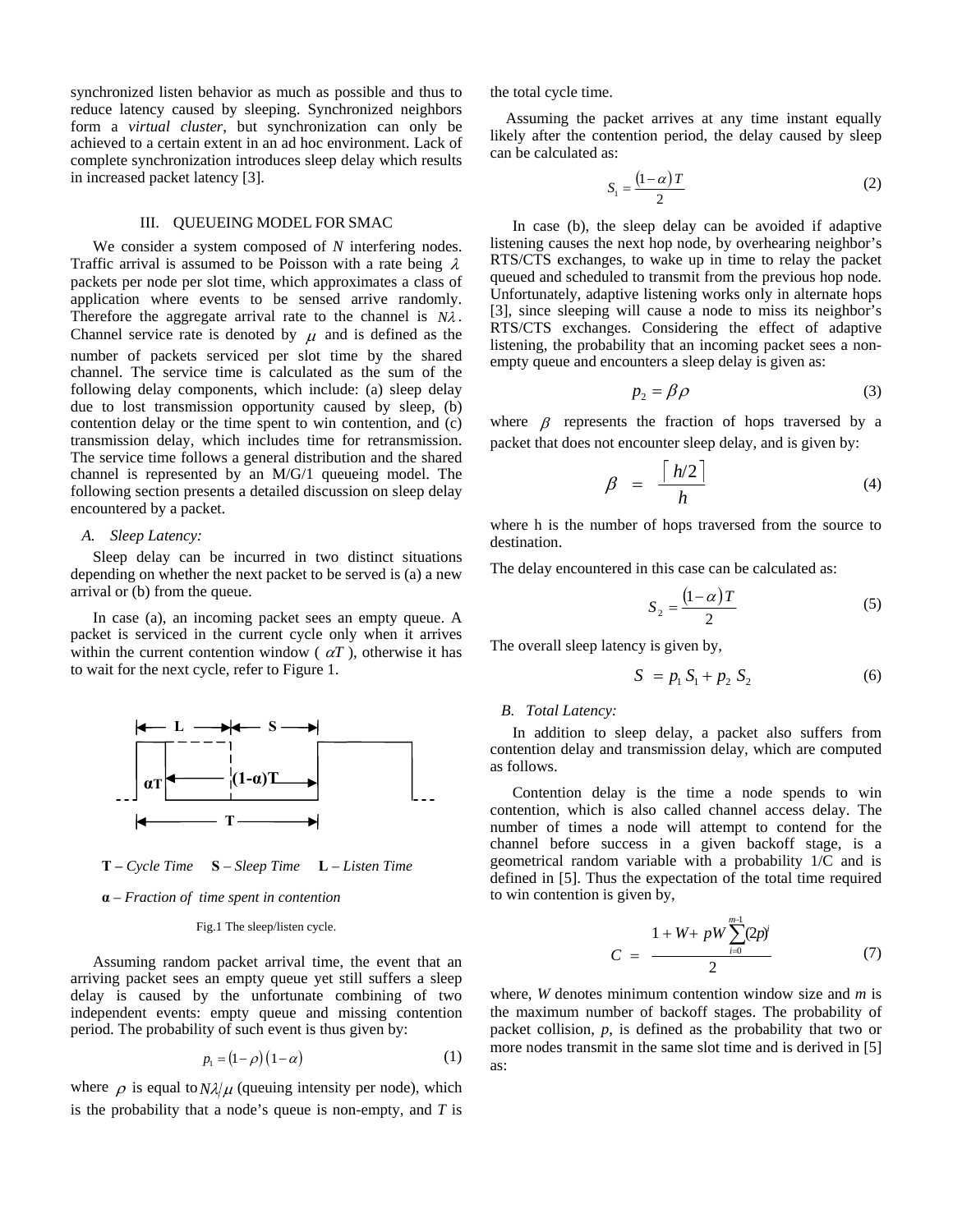synchronized listen behavior as much as possible and thus to reduce latency caused by sleeping. Synchronized neighbors form a *virtual cluster*, but synchronization can only be achieved to a certain extent in an ad hoc environment. Lack of complete synchronization introduces sleep delay which results in increased packet latency [3].

## III. QUEUEING MODEL FOR SMAC

We consider a system composed of *N* interfering nodes. Traffic arrival is assumed to be Poisson with a rate being $\lambda$ packets per node per slot time, which approximates a class of application where events to be sensed arrive randomly. Therefore the aggregate arrival rate to the channel is $N\lambda$. Channel service rate is denoted by $\mu$ and is defined as the number of packets serviced per slot time by the shared channel. The service time is calculated as the sum of the following delay components, which include: (a) sleep delay due to lost transmission opportunity caused by sleep, (b) contention delay or the time spent to win contention, and (c) transmission delay, which includes time for retransmission. The service time follows a general distribution and the shared channel is represented by an M/G/1 queueing model. The following section presents a detailed discussion on sleep delay encountered by a packet.

### *A. Sleep Latency:*

Sleep delay can be incurred in two distinct situations depending on whether the next packet to be served is (a) a new arrival or (b) from the queue.

In case (a), an incoming packet sees an empty queue. A packet is serviced in the current cycle only when it arrives within the current contention window ( $\alpha T$ ), otherwise it has to wait for the next cycle, refer to Figure 1.

L S
αT (1-α)T
T

**T** – *Cycle Time* **S** – *Sleep Time* **L** – *Listen Time*

**α** – *Fraction of time spent in contention*

Fig.1 The sleep/listen cycle.

Assuming random packet arrival time, the event that an arriving packet sees an empty queue yet still suffers a sleep delay is caused by the unfortunate combining of two independent events: empty queue and missing contention period. The probability of such event is thus given by:

$$p_1 = (1-\rho)(1-\alpha) \tag{1}$$

where $\rho$ is equal to $N\lambda/\mu$ (queuing intensity per node), which is the probability that a node's queue is non-empty, and *T* is the total cycle time.

Assuming the packet arrives at any time instant equally likely after the contention period, the delay caused by sleep can be calculated as:

$$S_1 = \frac{(1-\alpha)T}{2} \tag{2}$$

In case (b), the sleep delay can be avoided if adaptive listening causes the next hop node, by overhearing neighbor's RTS/CTS exchanges, to wake up in time to relay the packet queued and scheduled to transmit from the previous hop node. Unfortunately, adaptive listening works only in alternate hops [3], since sleeping will cause a node to miss its neighbor's RTS/CTS exchanges. Considering the effect of adaptive listening, the probability that an incoming packet sees a non-empty queue and encounters a sleep delay is given as:

$$p_2 = \beta\rho \tag{3}$$

where $\beta$ represents the fraction of hops traversed by a packet that does not encounter sleep delay, and is given by:

$$\beta = \frac{\lceil h/2 \rceil}{h} \tag{4}$$

where h is the number of hops traversed from the source to destination.

The delay encountered in this case can be calculated as:

$$S_2 = \frac{(1-\alpha)T}{2} \tag{5}$$

The overall sleep latency is given by,

$$S = p_1 S_1 + p_2 S_2 \tag{6}$$

### *B. Total Latency:*

In addition to sleep delay, a packet also suffers from contention delay and transmission delay, which are computed as follows.

Contention delay is the time a node spends to win contention, which is also called channel access delay. The number of times a node will attempt to contend for the channel before success in a given backoff stage, is a geometrical random variable with a probability 1/C and is defined in [5]. Thus the expectation of the total time required to win contention is given by,

$$C = \frac{1 + W + pW\sum_{i=0}^{m-1}(2p)^i}{2} \tag{7}$$

where, *W* denotes minimum contention window size and *m* is the maximum number of backoff stages. The probability of packet collision, *p*, is defined as the probability that two or more nodes transmit in the same slot time and is derived in [5] as: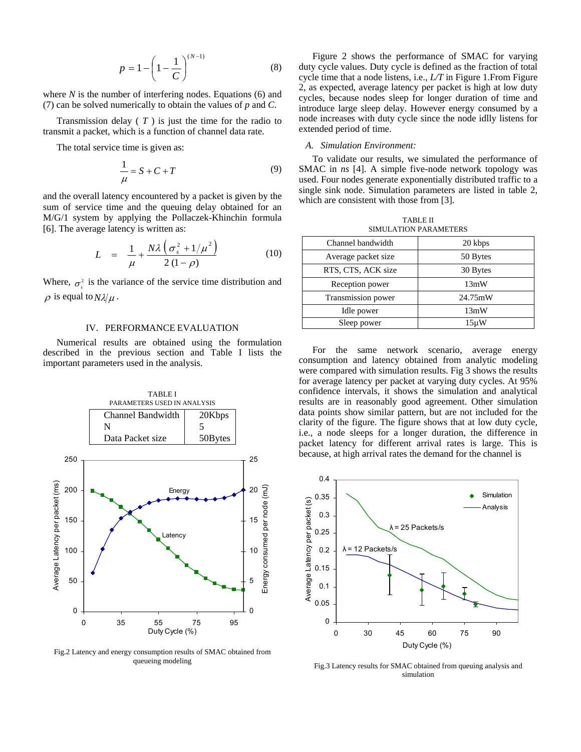$$p = 1 - \left(1 - \frac{1}{C}\right)^{(N-1)} \quad (8)$$

where $N$ is the number of interfering nodes. Equations (6) and (7) can be solved numerically to obtain the values of $p$ and $C$.

Transmission delay ( $T$ ) is just the time for the radio to transmit a packet, which is a function of channel data rate.

The total service time is given as:

$$\frac{1}{\mu} = S + C + T \quad (9)$$

and the overall latency encountered by a packet is given by the sum of service time and the queuing delay obtained for an M/G/1 system by applying the Pollaczek-Khinchin formula [6]. The average latency is written as:

$$L \;\; = \;\; \frac{1}{\mu} + \frac{N\lambda\left(\sigma_s^2 + 1/\mu^2\right)}{2\,(1-\rho)} \quad (10)$$

Where, $\sigma_s^2$ is the variance of the service time distribution and $\rho$ is equal to $N\lambda/\mu$.

## IV. PERFORMANCE EVALUATION

Numerical results are obtained using the formulation described in the previous section and Table I lists the important parameters used in the analysis.

TABLE I
PARAMETERS USED IN ANALYSIS

| | |
|---|---|
| Channel Bandwidth | 20Kbps |
| N | 5 |
| Data Packet size | 50Bytes |

250
200
150
100
50
0
Average Latency per packet (ms)
25
20
15
10
5
0
Energy consumed per node (mJ)
Energy
Latency
0 35 55 75 95
Duty Cycle (%)

Fig.2 Latency and energy consumption results of SMAC obtained from queueing modeling

Figure 2 shows the performance of SMAC for varying duty cycle values. Duty cycle is defined as the fraction of total cycle time that a node listens, i.e., *L/T* in Figure 1.From Figure 2, as expected, average latency per packet is high at low duty cycles, because nodes sleep for longer duration of time and introduce large sleep delay. However energy consumed by a node increases with duty cycle since the node idlly listens for extended period of time.

### *A. Simulation Environment:*

To validate our results, we simulated the performance of SMAC in *ns* [4]. A simple five-node network topology was used. Four nodes generate exponentially distributed traffic to a single sink node. Simulation parameters are listed in table 2, which are consistent with those from [3].

TABLE II
SIMULATION PARAMETERS

| | |
|---|---|
| Channel bandwidth | 20 kbps |
| Average packet size | 50 Bytes |
| RTS, CTS, ACK size | 30 Bytes |
| Reception power | 13mW |
| Transmission power | 24.75mW |
| Idle power | 13mW |
| Sleep power | 15μW |

For the same network scenario, average energy consumption and latency obtained from analytic modeling were compared with simulation results. Fig 3 shows the results for average latency per packet at varying duty cycles. At 95% confidence intervals, it shows the simulation and analytical results are in reasonably good agreement. Other simulation data points show similar pattern, but are not included for the clarity of the figure. The figure shows that at low duty cycle, i.e., a node sleeps for a longer duration, the difference in packet latency for different arrival rates is large. This is because, at high arrival rates the demand for the channel is

0.4
0.35
0.3
0.25
0.2
0.15
0.1
0.05
0
Average Latency per packet (s)
Simulation
Analysis
λ = 25 Packets/s
λ = 12 Packets/s
0 30 45 60 75 90
Duty Cycle (%)

Fig.3 Latency results for SMAC obtained from queuing analysis and simulation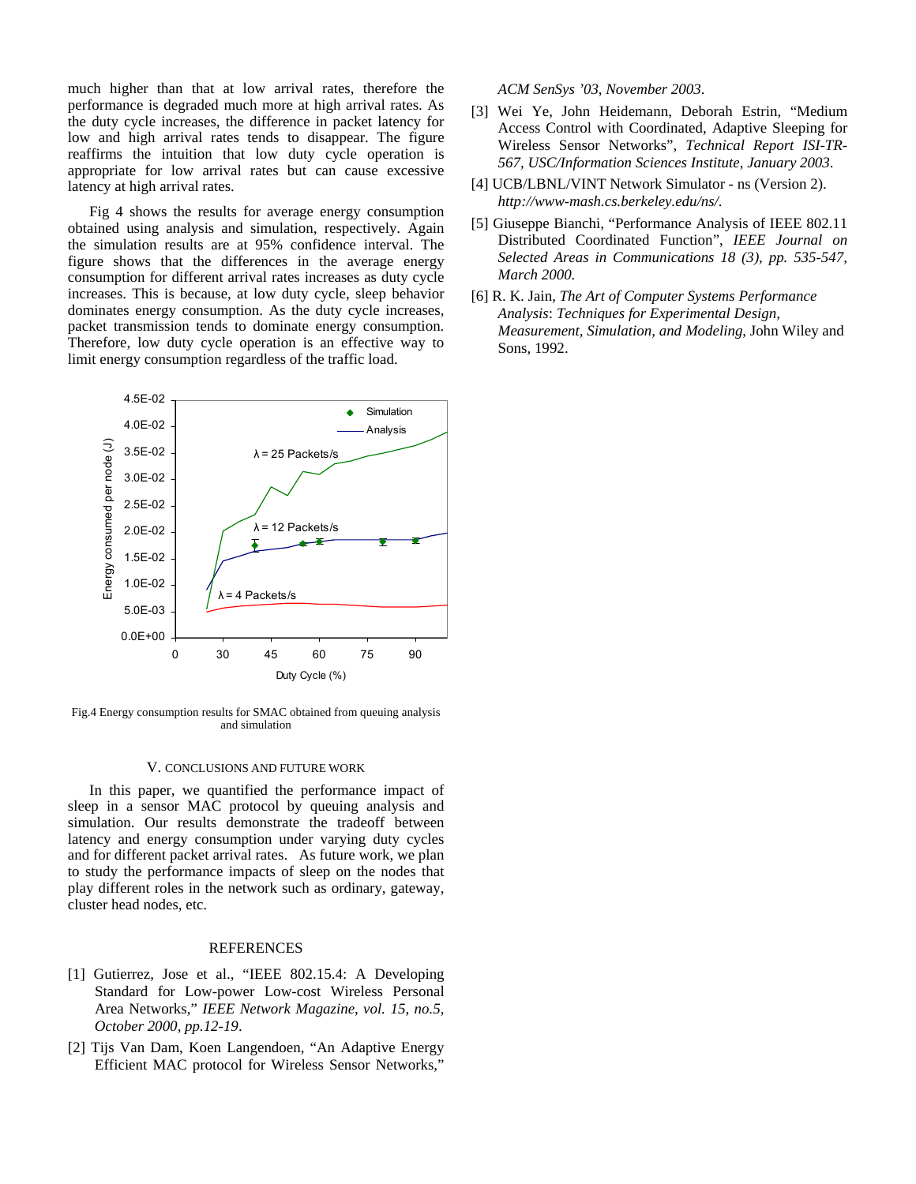much higher than that at low arrival rates, therefore the performance is degraded much more at high arrival rates. As the duty cycle increases, the difference in packet latency for low and high arrival rates tends to disappear. The figure reaffirms the intuition that low duty cycle operation is appropriate for low arrival rates but can cause excessive latency at high arrival rates.

Fig 4 shows the results for average energy consumption obtained using analysis and simulation, respectively. Again the simulation results are at 95% confidence interval. The figure shows that the differences in the average energy consumption for different arrival rates increases as duty cycle increases. This is because, at low duty cycle, sleep behavior dominates energy consumption. As the duty cycle increases, packet transmission tends to dominate energy consumption. Therefore, low duty cycle operation is an effective way to limit energy consumption regardless of the traffic load.

4.5E-02
4.0E-02
3.5E-02
3.0E-02
2.5E-02
2.0E-02
1.5E-02
1.0E-02
5.0E-03
0.0E+00

Energy consumed per node (J)

Simulation
Analysis

$\lambda$ = 25 Packets/s
$\lambda$ = 12 Packets/s
$\lambda$ = 4 Packets/s

0 30 45 60 75 90

Duty Cycle (%)

Fig.4 Energy consumption results for SMAC obtained from queuing analysis and simulation

## V. CONCLUSIONS AND FUTURE WORK

In this paper, we quantified the performance impact of sleep in a sensor MAC protocol by queuing analysis and simulation. Our results demonstrate the tradeoff between latency and energy consumption under varying duty cycles and for different packet arrival rates. As future work, we plan to study the performance impacts of sleep on the nodes that play different roles in the network such as ordinary, gateway, cluster head nodes, etc.

## REFERENCES

[1] Gutierrez, Jose et al., "IEEE 802.15.4: A Developing Standard for Low-power Low-cost Wireless Personal Area Networks," *IEEE Network Magazine, vol. 15, no.5, October 2000, pp.12-19*.

[2] Tijs Van Dam, Koen Langendoen, "An Adaptive Energy Efficient MAC protocol for Wireless Sensor Networks," *ACM SenSys '03, November 2003*.

[3] Wei Ye, John Heidemann, Deborah Estrin, "Medium Access Control with Coordinated, Adaptive Sleeping for Wireless Sensor Networks", *Technical Report ISI-TR-567, USC/Information Sciences Institute, January 2003*.

[4] UCB/LBNL/VINT Network Simulator - ns (Version 2). *http://www-mash.cs.berkeley.edu/ns/.*

[5] Giuseppe Bianchi, "Performance Analysis of IEEE 802.11 Distributed Coordinated Function", *IEEE Journal on Selected Areas in Communications 18 (3), pp. 535-547, March 2000.*

[6] R. K. Jain, *The Art of Computer Systems Performance Analysis*: *Techniques for Experimental Design, Measurement, Simulation, and Modeling*, John Wiley and Sons, 1992.